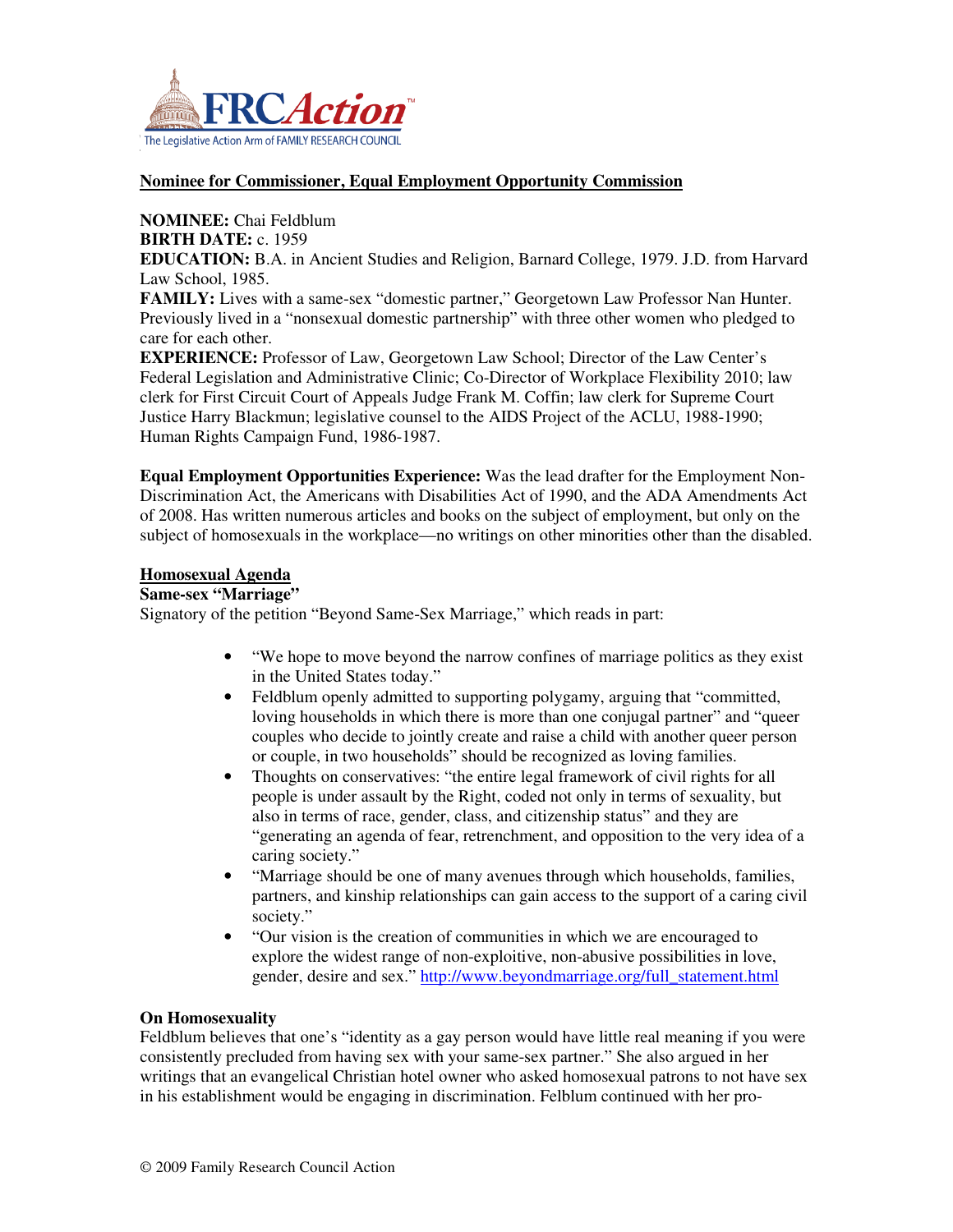FRCAction™
The Legislative Action Arm of FAMILY RESEARCH COUNCIL

## Nominee for Commissioner, Equal Employment Opportunity Commission

**NOMINEE:** Chai Feldblum
**BIRTH DATE:** c. 1959
**EDUCATION:** B.A. in Ancient Studies and Religion, Barnard College, 1979. J.D. from Harvard Law School, 1985.
**FAMILY:** Lives with a same-sex "domestic partner," Georgetown Law Professor Nan Hunter. Previously lived in a "nonsexual domestic partnership" with three other women who pledged to care for each other.
**EXPERIENCE:** Professor of Law, Georgetown Law School; Director of the Law Center's Federal Legislation and Administrative Clinic; Co-Director of Workplace Flexibility 2010; law clerk for First Circuit Court of Appeals Judge Frank M. Coffin; law clerk for Supreme Court Justice Harry Blackmun; legislative counsel to the AIDS Project of the ACLU, 1988-1990; Human Rights Campaign Fund, 1986-1987.

**Equal Employment Opportunities Experience:** Was the lead drafter for the Employment Non-Discrimination Act, the Americans with Disabilities Act of 1990, and the ADA Amendments Act of 2008. Has written numerous articles and books on the subject of employment, but only on the subject of homosexuals in the workplace—no writings on other minorities other than the disabled.

## Homosexual Agenda

### Same-sex "Marriage"

Signatory of the petition "Beyond Same-Sex Marriage," which reads in part:

- "We hope to move beyond the narrow confines of marriage politics as they exist in the United States today."
- Feldblum openly admitted to supporting polygamy, arguing that "committed, loving households in which there is more than one conjugal partner" and "queer couples who decide to jointly create and raise a child with another queer person or couple, in two households" should be recognized as loving families.
- Thoughts on conservatives: "the entire legal framework of civil rights for all people is under assault by the Right, coded not only in terms of sexuality, but also in terms of race, gender, class, and citizenship status" and they are "generating an agenda of fear, retrenchment, and opposition to the very idea of a caring society."
- "Marriage should be one of many avenues through which households, families, partners, and kinship relationships can gain access to the support of a caring civil society."
- "Our vision is the creation of communities in which we are encouraged to explore the widest range of non-exploitive, non-abusive possibilities in love, gender, desire and sex." http://www.beyondmarriage.org/full_statement.html

### On Homosexuality

Feldblum believes that one's "identity as a gay person would have little real meaning if you were consistently precluded from having sex with your same-sex partner." She also argued in her writings that an evangelical Christian hotel owner who asked homosexual patrons to not have sex in his establishment would be engaging in discrimination. Felblum continued with her pro-

© 2009 Family Research Council Action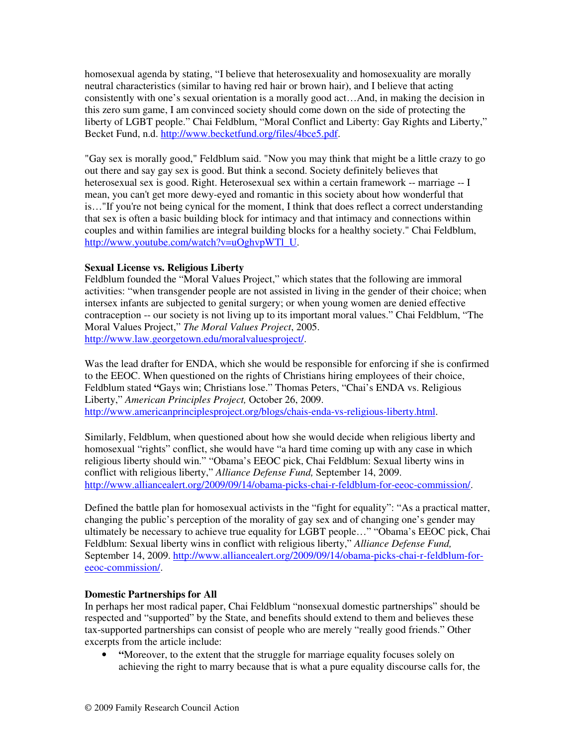homosexual agenda by stating, "I believe that heterosexuality and homosexuality are morally neutral characteristics (similar to having red hair or brown hair), and I believe that acting consistently with one's sexual orientation is a morally good act…And, in making the decision in this zero sum game, I am convinced society should come down on the side of protecting the liberty of LGBT people." Chai Feldblum, "Moral Conflict and Liberty: Gay Rights and Liberty," Becket Fund, n.d. http://www.becketfund.org/files/4bce5.pdf.

"Gay sex is morally good," Feldblum said. "Now you may think that might be a little crazy to go out there and say gay sex is good. But think a second. Society definitely believes that heterosexual sex is good. Right. Heterosexual sex within a certain framework -- marriage -- I mean, you can't get more dewy-eyed and romantic in this society about how wonderful that is…"If you're not being cynical for the moment, I think that does reflect a correct understanding that sex is often a basic building block for intimacy and that intimacy and connections within couples and within families are integral building blocks for a healthy society." Chai Feldblum, http://www.youtube.com/watch?v=uOghvpWTl_U.

**Sexual License vs. Religious Liberty**

Feldblum founded the "Moral Values Project," which states that the following are immoral activities: "when transgender people are not assisted in living in the gender of their choice; when intersex infants are subjected to genital surgery; or when young women are denied effective contraception -- our society is not living up to its important moral values." Chai Feldblum, "The Moral Values Project," *The Moral Values Project*, 2005. http://www.law.georgetown.edu/moralvaluesproject/.

Was the lead drafter for ENDA, which she would be responsible for enforcing if she is confirmed to the EEOC. When questioned on the rights of Christians hiring employees of their choice, Feldblum stated **"**Gays win; Christians lose." Thomas Peters, "Chai's ENDA vs. Religious Liberty," *American Principles Project,* October 26, 2009. http://www.americanprinciplesproject.org/blogs/chais-enda-vs-religious-liberty.html.

Similarly, Feldblum, when questioned about how she would decide when religious liberty and homosexual "rights" conflict, she would have "a hard time coming up with any case in which religious liberty should win." "Obama's EEOC pick, Chai Feldblum: Sexual liberty wins in conflict with religious liberty," *Alliance Defense Fund,* September 14, 2009. http://www.alliancealert.org/2009/09/14/obama-picks-chai-r-feldblum-for-eeoc-commission/.

Defined the battle plan for homosexual activists in the "fight for equality": "As a practical matter, changing the public's perception of the morality of gay sex and of changing one's gender may ultimately be necessary to achieve true equality for LGBT people…" "Obama's EEOC pick, Chai Feldblum: Sexual liberty wins in conflict with religious liberty," *Alliance Defense Fund,* September 14, 2009. http://www.alliancealert.org/2009/09/14/obama-picks-chai-r-feldblum-for-eeoc-commission/.

**Domestic Partnerships for All**

In perhaps her most radical paper, Chai Feldblum "nonsexual domestic partnerships" should be respected and "supported" by the State, and benefits should extend to them and believes these tax-supported partnerships can consist of people who are merely "really good friends." Other excerpts from the article include:

- **"**Moreover, to the extent that the struggle for marriage equality focuses solely on achieving the right to marry because that is what a pure equality discourse calls for, the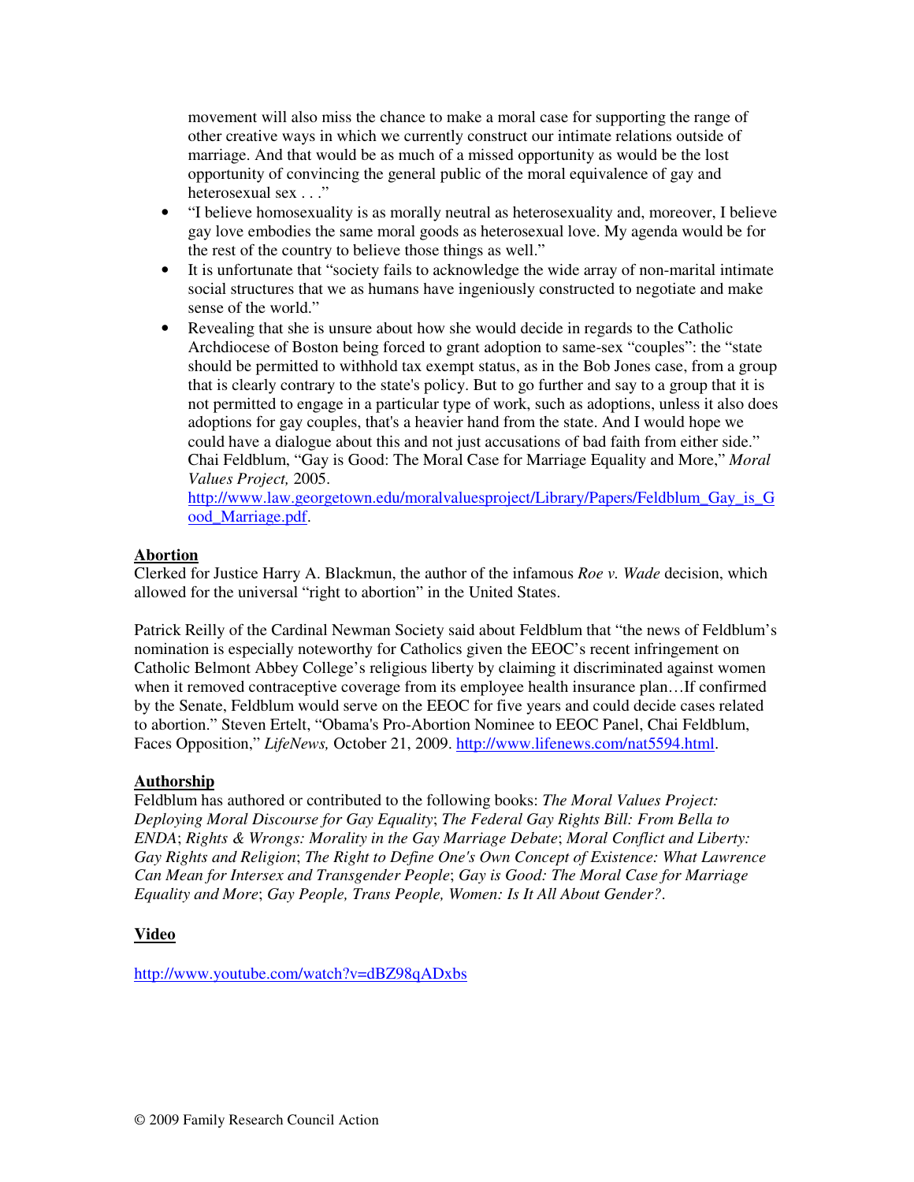movement will also miss the chance to make a moral case for supporting the range of other creative ways in which we currently construct our intimate relations outside of marriage. And that would be as much of a missed opportunity as would be the lost opportunity of convincing the general public of the moral equivalence of gay and heterosexual sex . . ."

- "I believe homosexuality is as morally neutral as heterosexuality and, moreover, I believe gay love embodies the same moral goods as heterosexual love. My agenda would be for the rest of the country to believe those things as well."
- It is unfortunate that "society fails to acknowledge the wide array of non-marital intimate social structures that we as humans have ingeniously constructed to negotiate and make sense of the world."
- Revealing that she is unsure about how she would decide in regards to the Catholic Archdiocese of Boston being forced to grant adoption to same-sex "couples": the "state should be permitted to withhold tax exempt status, as in the Bob Jones case, from a group that is clearly contrary to the state's policy. But to go further and say to a group that it is not permitted to engage in a particular type of work, such as adoptions, unless it also does adoptions for gay couples, that's a heavier hand from the state. And I would hope we could have a dialogue about this and not just accusations of bad faith from either side." Chai Feldblum, "Gay is Good: The Moral Case for Marriage Equality and More," *Moral Values Project,* 2005. http://www.law.georgetown.edu/moralvaluesproject/Library/Papers/Feldblum_Gay_is_Good_Marriage.pdf.

**Abortion**

Clerked for Justice Harry A. Blackmun, the author of the infamous *Roe v. Wade* decision, which allowed for the universal "right to abortion" in the United States.

Patrick Reilly of the Cardinal Newman Society said about Feldblum that "the news of Feldblum's nomination is especially noteworthy for Catholics given the EEOC's recent infringement on Catholic Belmont Abbey College's religious liberty by claiming it discriminated against women when it removed contraceptive coverage from its employee health insurance plan…If confirmed by the Senate, Feldblum would serve on the EEOC for five years and could decide cases related to abortion." Steven Ertelt, "Obama's Pro-Abortion Nominee to EEOC Panel, Chai Feldblum, Faces Opposition," *LifeNews,* October 21, 2009. http://www.lifenews.com/nat5594.html.

**Authorship**

Feldblum has authored or contributed to the following books: *The Moral Values Project: Deploying Moral Discourse for Gay Equality*; *The Federal Gay Rights Bill: From Bella to ENDA*; *Rights & Wrongs: Morality in the Gay Marriage Debate*; *Moral Conflict and Liberty: Gay Rights and Religion*; *The Right to Define One's Own Concept of Existence: What Lawrence Can Mean for Intersex and Transgender People*; *Gay is Good: The Moral Case for Marriage Equality and More*; *Gay People, Trans People, Women: Is It All About Gender?*.

**Video**

http://www.youtube.com/watch?v=dBZ98qADxbs

© 2009 Family Research Council Action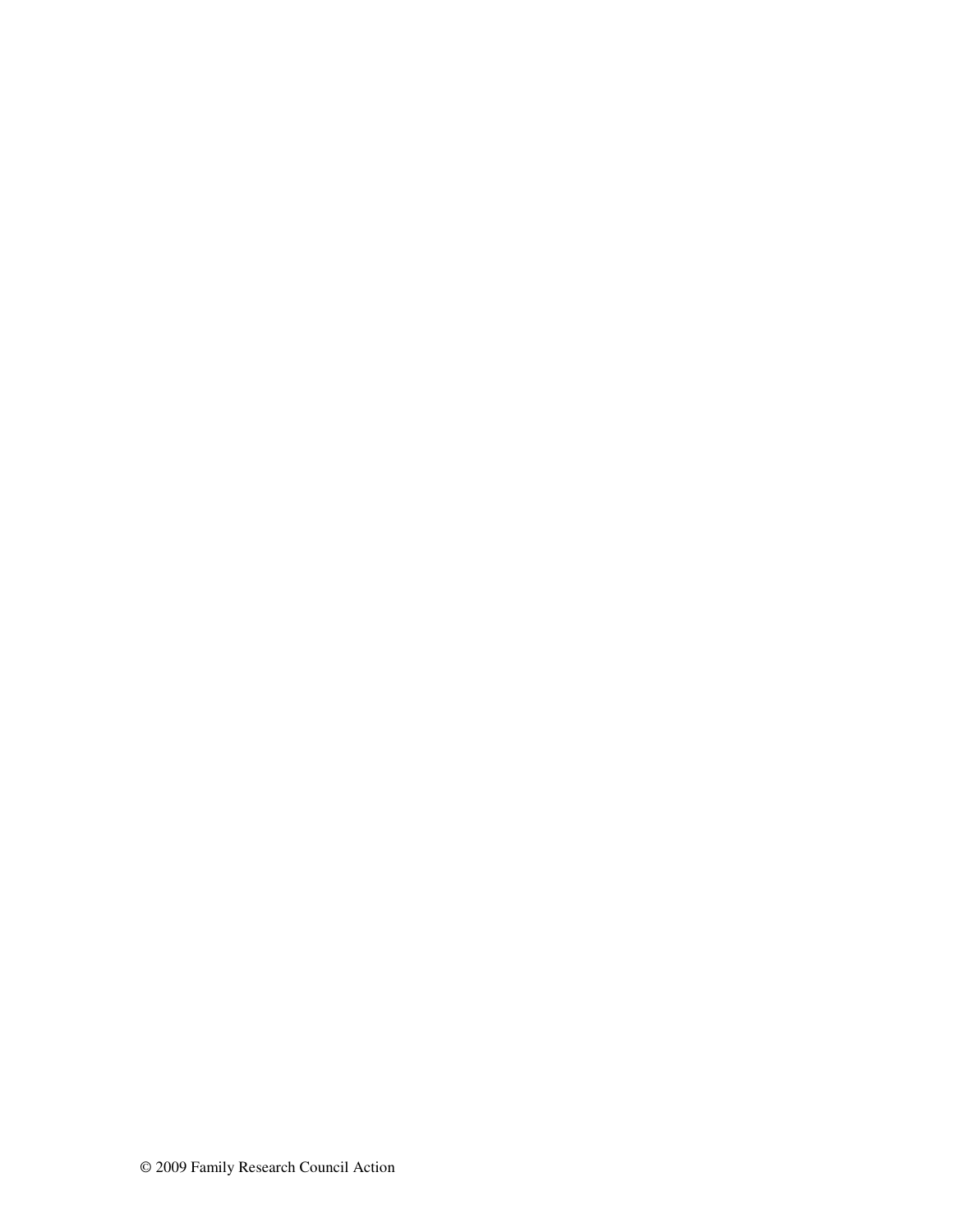© 2009 Family Research Council Action